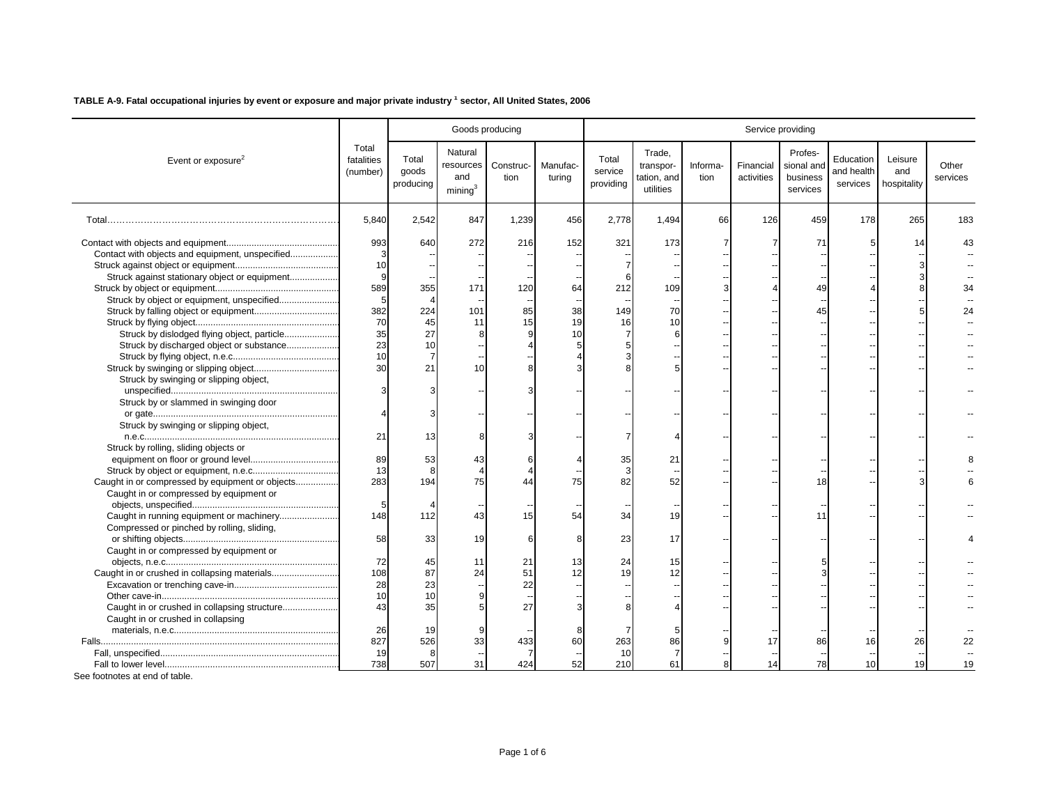**TABLE A-9. Fatal occupational injuries by event or exposure and major private industry [1] sector, All United States, 2006**

| Event or exposure[2] | Total fatalities (number) | Goods producing | | | | Service providing | | | | | | | |
|---|---|---|---|---|---|---|---|---|---|---|---|---|---|
| | | Total goods producing | Natural resources and mining[3] | Construction | Manufacturing | Total service providing | Trade, transportation, and utilities | Information | Financial activities | Professional and business services | Education and health services | Leisure and hospitality | Other services |
| Total | 5,840 | 2,542 | 847 | 1,239 | 456 | 2,778 | 1,494 | 66 | 126 | 459 | 178 | 265 | 183 |
| Contact with objects and equipment | 993 | 640 | 272 | 216 | 152 | 321 | 173 | 7 | 7 | 71 | 5 | 14 | 43 |
| Contact with objects and equipment, unspecified | 3 | -- | -- | -- | -- | -- | -- | -- | -- | -- | -- | -- | -- |
| Struck against object or equipment | 10 | -- | -- | -- | -- | 7 | -- | -- | -- | -- | -- | 3 | -- |
| Struck against stationary object or equipment | 9 | -- | -- | -- | -- | 6 | -- | -- | -- | -- | -- | 3 | -- |
| Struck by object or equipment | 589 | 355 | 171 | 120 | 64 | 212 | 109 | 3 | 4 | 49 | 4 | 8 | 34 |
| Struck by object or equipment, unspecified | 5 | 4 | -- | -- | -- | -- | -- | -- | -- | -- | -- | -- | -- |
| Struck by falling object or equipment | 382 | 224 | 101 | 85 | 38 | 149 | 70 | -- | -- | 45 | -- | 5 | 24 |
| Struck by flying object | 70 | 45 | 11 | 15 | 19 | 16 | 10 | -- | -- | -- | -- | -- | -- |
| Struck by dislodged flying object, particle | 35 | 27 | 8 | 9 | 10 | 7 | 6 | -- | -- | -- | -- | -- | -- |
| Struck by discharged object or substance | 23 | 10 | -- | 4 | 5 | 5 | -- | -- | -- | -- | -- | -- | -- |
| Struck by flying object, n.e.c. | 10 | 7 | -- | -- | 4 | 3 | -- | -- | -- | -- | -- | -- | -- |
| Struck by swinging or slipping object | 30 | 21 | 10 | 8 | 3 | 8 | 5 | -- | -- | -- | -- | -- | -- |
| Struck by swinging or slipping object, unspecified | 3 | 3 | -- | 3 | -- | -- | -- | -- | -- | -- | -- | -- | -- |
| Struck by or slammed in swinging door or gate | 4 | 3 | -- | -- | -- | -- | -- | -- | -- | -- | -- | -- | -- |
| Struck by swinging or slipping object, n.e.c. | 21 | 13 | 8 | 3 | -- | 7 | 4 | -- | -- | -- | -- | -- | -- |
| Struck by rolling, sliding objects or equipment on floor or ground level | 89 | 53 | 43 | 6 | 4 | 35 | 21 | -- | -- | -- | -- | -- | 8 |
| Struck by object or equipment, n.e.c. | 13 | 8 | 4 | 4 | -- | 3 | -- | -- | -- | -- | -- | -- | -- |
| Caught in or compressed by equipment or objects | 283 | 194 | 75 | 44 | 75 | 82 | 52 | -- | -- | 18 | -- | 3 | 6 |
| Caught in or compressed by equipment or objects, unspecified | 5 | 4 | -- | -- | -- | -- | -- | -- | -- | -- | -- | -- | -- |
| Caught in running equipment or machinery | 148 | 112 | 43 | 15 | 54 | 34 | 19 | -- | -- | 11 | -- | -- | -- |
| Compressed or pinched by rolling, sliding, or shifting objects | 58 | 33 | 19 | 6 | 8 | 23 | 17 | -- | -- | -- | -- | -- | 4 |
| Caught in or compressed by equipment or objects, n.e.c. | 72 | 45 | 11 | 21 | 13 | 24 | 15 | -- | -- | 5 | -- | -- | -- |
| Caught in or crushed in collapsing materials | 108 | 87 | 24 | 51 | 12 | 19 | 12 | -- | -- | 3 | -- | -- | -- |
| Excavation or trenching cave-in | 28 | 23 | -- | 22 | -- | -- | -- | -- | -- | -- | -- | -- | -- |
| Other cave-in | 10 | 10 | 9 | -- | -- | -- | -- | -- | -- | -- | -- | -- | -- |
| Caught in or crushed in collapsing structure | 43 | 35 | 5 | 27 | 3 | 8 | 4 | -- | -- | -- | -- | -- | -- |
| Caught in or crushed in collapsing materials, n.e.c. | 26 | 19 | 9 | -- | 8 | 7 | 5 | -- | -- | -- | -- | -- | -- |
| Falls | 827 | 526 | 33 | 433 | 60 | 263 | 86 | 9 | 17 | 86 | 16 | 26 | 22 |
| Fall, unspecified | 19 | 8 | -- | 7 | -- | 10 | 7 | -- | -- | -- | -- | -- | -- |
| Fall to lower level | 738 | 507 | 31 | 424 | 52 | 210 | 61 | 8 | 14 | 78 | 10 | 19 | 19 |

See footnotes at end of table.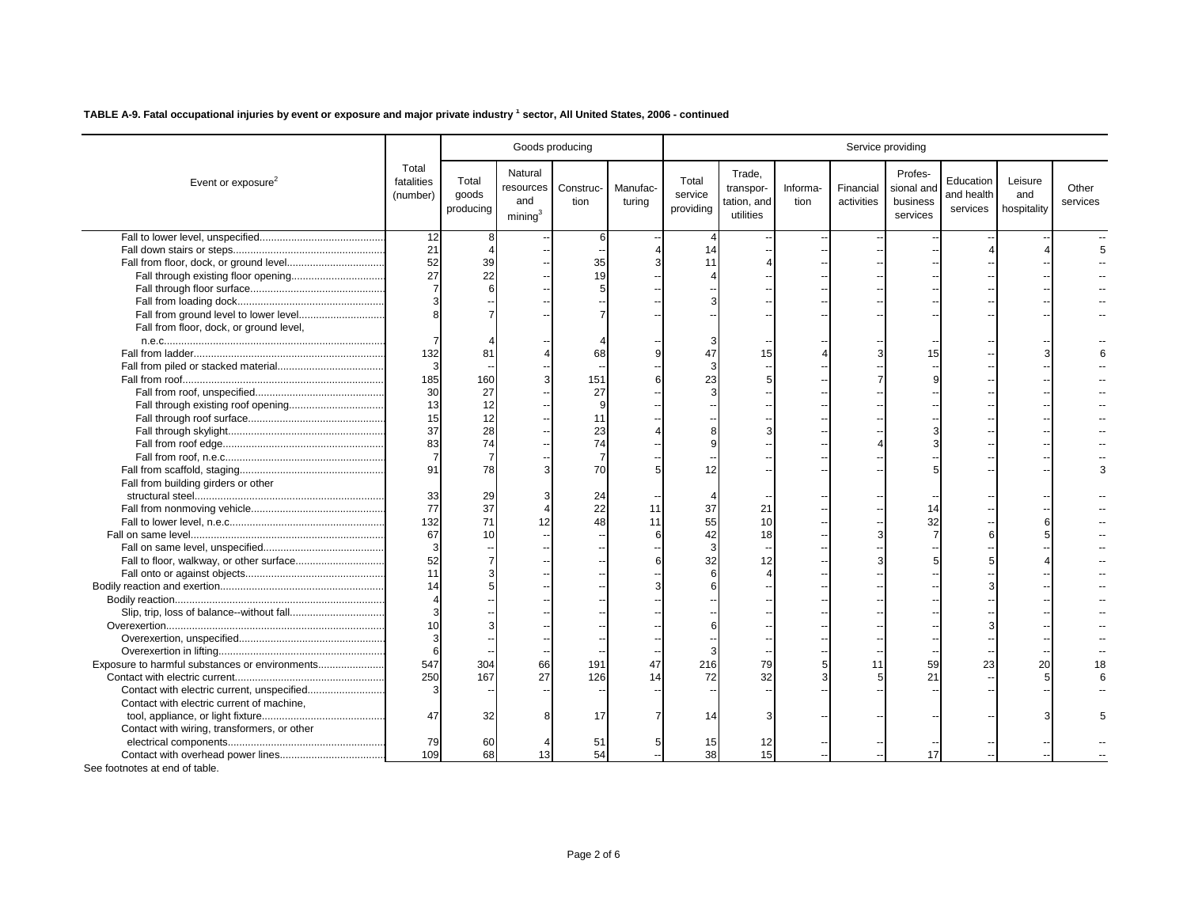**TABLE A-9. Fatal occupational injuries by event or exposure and major private industry [1] sector, All United States, 2006 - continued**

| Event or exposure[2] | Total fatalities (number) | Goods producing: Total goods producing | Goods producing: Natural resources and mining[3] | Goods producing: Construction | Goods producing: Manufacturing | Service providing: Total service providing | Service providing: Trade, transportation, and utilities | Service providing: Information | Service providing: Financial activities | Service providing: Professional and business services | Service providing: Education and health services | Service providing: Leisure and hospitality | Service providing: Other services |
|---|---|---|---|---|---|---|---|---|---|---|---|---|---|
| Fall to lower level, unspecified | 12 | 8 | -- | 6 | -- | 4 | -- | -- | -- | -- | -- | -- | -- |
| Fall down stairs or steps | 21 | 4 | -- | -- | 4 | 14 | -- | -- | -- | -- | 4 | 4 | 5 |
| Fall from floor, dock, or ground level | 52 | 39 | -- | 35 | 3 | 11 | 4 | -- | -- | -- | -- | -- | -- |
| Fall through existing floor opening | 27 | 22 | -- | 19 | -- | 4 | -- | -- | -- | -- | -- | -- | -- |
| Fall through floor surface | 7 | 6 | -- | 5 | -- | -- | -- | -- | -- | -- | -- | -- | -- |
| Fall from loading dock | 3 | -- | -- | -- | -- | 3 | -- | -- | -- | -- | -- | -- | -- |
| Fall from ground level to lower level | 8 | 7 | -- | 7 | -- | -- | -- | -- | -- | -- | -- | -- | -- |
| Fall from floor, dock, or ground level, n.e.c. | 7 | 4 | -- | 4 | -- | 3 | -- | -- | -- | -- | -- | -- | -- |
| Fall from ladder | 132 | 81 | 4 | 68 | 9 | 47 | 15 | 4 | 3 | 15 | -- | 3 | 6 |
| Fall from piled or stacked material | 3 | -- | -- | -- | -- | 3 | -- | -- | -- | -- | -- | -- | -- |
| Fall from roof | 185 | 160 | 3 | 151 | 6 | 23 | 5 | -- | 7 | 9 | -- | -- | -- |
| Fall from roof, unspecified | 30 | 27 | -- | 27 | -- | 3 | -- | -- | -- | -- | -- | -- | -- |
| Fall through existing roof opening | 13 | 12 | -- | 9 | -- | -- | -- | -- | -- | -- | -- | -- | -- |
| Fall through roof surface | 15 | 12 | -- | 11 | -- | -- | -- | -- | -- | -- | -- | -- | -- |
| Fall through skylight | 37 | 28 | -- | 23 | 4 | 8 | 3 | -- | -- | 3 | -- | -- | -- |
| Fall from roof edge | 83 | 74 | -- | 74 | -- | 9 | -- | -- | 4 | 3 | -- | -- | -- |
| Fall from roof, n.e.c. | 7 | 7 | -- | 7 | -- | -- | -- | -- | -- | -- | -- | -- | -- |
| Fall from scaffold, staging | 91 | 78 | 3 | 70 | 5 | 12 | -- | -- | -- | 5 | -- | -- | 3 |
| Fall from building girders or other structural steel | 33 | 29 | 3 | 24 | -- | 4 | -- | -- | -- | -- | -- | -- | -- |
| Fall from nonmoving vehicle | 77 | 37 | 4 | 22 | 11 | 37 | 21 | -- | -- | 14 | -- | -- | -- |
| Fall to lower level, n.e.c. | 132 | 71 | 12 | 48 | 11 | 55 | 10 | -- | -- | 32 | -- | 6 | -- |
| Fall on same level | 67 | 10 | -- | -- | 6 | 42 | 18 | -- | 3 | 7 | 6 | 5 | -- |
| Fall on same level, unspecified | 3 | -- | -- | -- | -- | 3 | -- | -- | -- | -- | -- | -- | -- |
| Fall to floor, walkway, or other surface | 52 | 7 | -- | -- | 6 | 32 | 12 | -- | 3 | 5 | 5 | 4 | -- |
| Fall onto or against objects | 11 | 3 | -- | -- | -- | 6 | 4 | -- | -- | -- | -- | -- | -- |
| Bodily reaction and exertion | 14 | 5 | -- | -- | 3 | 6 | -- | -- | -- | -- | 3 | -- | -- |
| Bodily reaction | 4 | -- | -- | -- | -- | -- | -- | -- | -- | -- | -- | -- | -- |
| Slip, trip, loss of balance--without fall | 3 | -- | -- | -- | -- | -- | -- | -- | -- | -- | -- | -- | -- |
| Overexertion | 10 | 3 | -- | -- | -- | 6 | -- | -- | -- | -- | 3 | -- | -- |
| Overexertion, unspecified | 3 | -- | -- | -- | -- | -- | -- | -- | -- | -- | -- | -- | -- |
| Overexertion in lifting | 6 | -- | -- | -- | -- | 3 | -- | -- | -- | -- | -- | -- | -- |
| Exposure to harmful substances or environments | 547 | 304 | 66 | 191 | 47 | 216 | 79 | 5 | 11 | 59 | 23 | 20 | 18 |
| Contact with electric current | 250 | 167 | 27 | 126 | 14 | 72 | 32 | 3 | 5 | 21 | -- | 5 | 6 |
| Contact with electric current, unspecified | 3 | -- | -- | -- | -- | -- | -- | -- | -- | -- | -- | -- | -- |
| Contact with electric current of machine, tool, appliance, or light fixture | 47 | 32 | 8 | 17 | 7 | 14 | 3 | -- | -- | -- | -- | 3 | 5 |
| Contact with wiring, transformers, or other electrical components | 79 | 60 | 4 | 51 | 5 | 15 | 12 | -- | -- | -- | -- | -- | -- |
| Contact with overhead power lines | 109 | 68 | 13 | 54 | -- | 38 | 15 | -- | -- | 17 | -- | -- | -- |

See footnotes at end of table.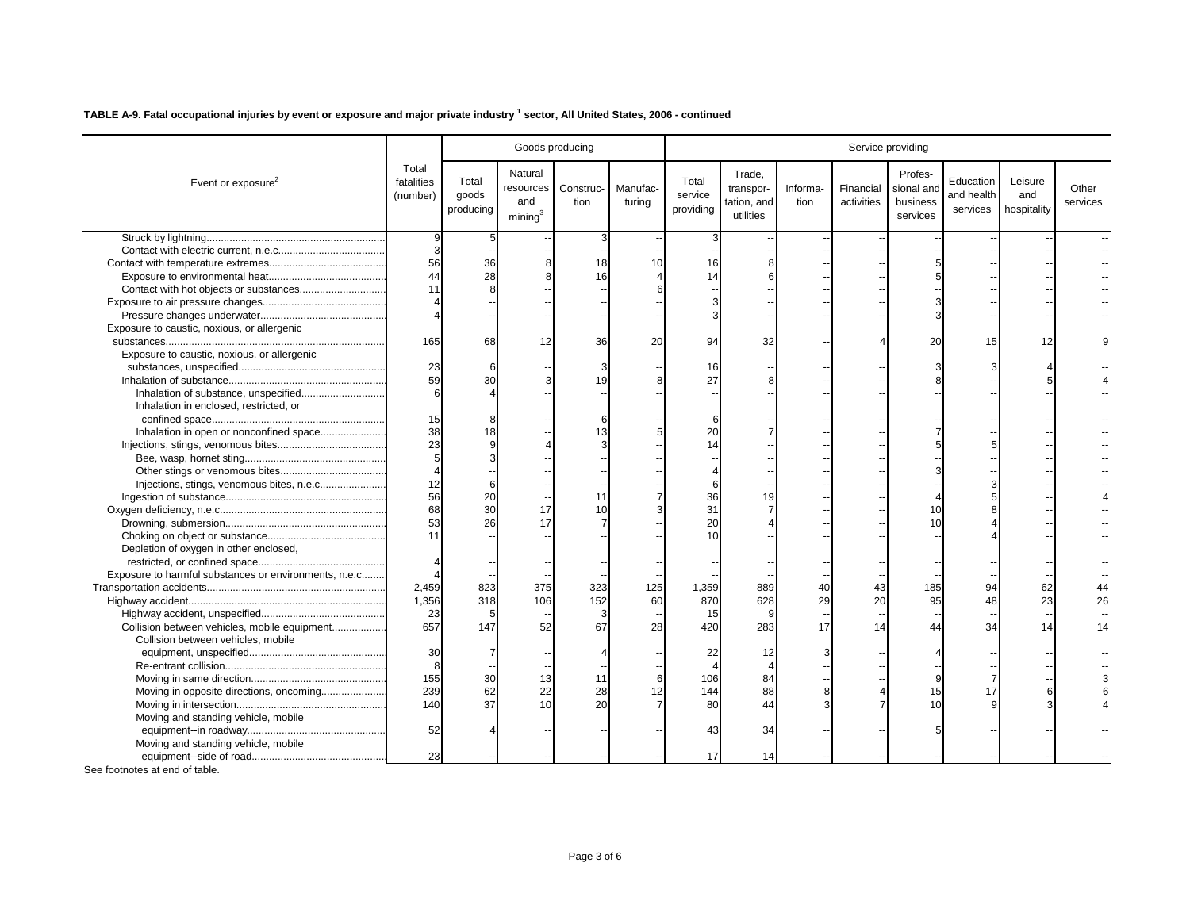**TABLE A-9. Fatal occupational injuries by event or exposure and major private industry [1] sector, All United States, 2006 - continued**

| Event or exposure[2] | Total fatalities (number) | Goods producing | | | | Service providing | | | | | | | |
|---|---|---|---|---|---|---|---|---|---|---|---|---|---|
| | | Total goods producing | Natural resources and mining[3] | Construction | Manufacturing | Total service providing | Trade, transportation, and utilities | Information | Financial activities | Professional and business services | Education and health services | Leisure and hospitality | Other services |
| Struck by lightning | 9 | 5 | -- | 3 | -- | 3 | -- | -- | -- | -- | -- | -- | -- |
| Contact with electric current, n.e.c. | 3 | -- | -- | -- | -- | -- | -- | -- | -- | -- | -- | -- | -- |
| Contact with temperature extremes | 56 | 36 | 8 | 18 | 10 | 16 | 8 | -- | -- | 5 | -- | -- | -- |
| Exposure to environmental heat | 44 | 28 | 8 | 16 | 4 | 14 | 6 | -- | -- | 5 | -- | -- | -- |
| Contact with hot objects or substances | 11 | 8 | -- | -- | 6 | -- | -- | -- | -- | -- | -- | -- | -- |
| Exposure to air pressure changes | 4 | -- | -- | -- | -- | 3 | -- | -- | -- | 3 | -- | -- | -- |
| Pressure changes underwater | 4 | -- | -- | -- | -- | 3 | -- | -- | -- | 3 | -- | -- | -- |
| Exposure to caustic, noxious, or allergenic substances | 165 | 68 | 12 | 36 | 20 | 94 | 32 | -- | 4 | 20 | 15 | 12 | 9 |
| Exposure to caustic, noxious, or allergenic substances, unspecified | 23 | 6 | -- | 3 | -- | 16 | -- | -- | -- | 3 | 3 | 4 | -- |
| Inhalation of substance | 59 | 30 | 3 | 19 | 8 | 27 | 8 | -- | -- | 8 | -- | 5 | 4 |
| Inhalation of substance, unspecified | 6 | 4 | -- | -- | -- | -- | -- | -- | -- | -- | -- | -- | -- |
| Inhalation in enclosed, restricted, or confined space | 15 | 8 | -- | 6 | -- | 6 | -- | -- | -- | -- | -- | -- | -- |
| Inhalation in open or nonconfined space | 38 | 18 | -- | 13 | 5 | 20 | 7 | -- | -- | 7 | -- | -- | -- |
| Injections, stings, venomous bites | 23 | 9 | 4 | 3 | -- | 14 | -- | -- | -- | 5 | 5 | -- | -- |
| Bee, wasp, hornet sting | 5 | 3 | -- | -- | -- | -- | -- | -- | -- | -- | -- | -- | -- |
| Other stings or venomous bites | 4 | -- | -- | -- | -- | 4 | -- | -- | -- | 3 | -- | -- | -- |
| Injections, stings, venomous bites, n.e.c. | 12 | 6 | -- | -- | -- | 6 | -- | -- | -- | -- | 3 | -- | -- |
| Ingestion of substance | 56 | 20 | -- | 11 | 7 | 36 | 19 | -- | -- | 4 | 5 | -- | 4 |
| Oxygen deficiency, n.e.c. | 68 | 30 | 17 | 10 | 3 | 31 | 7 | -- | -- | 10 | 8 | -- | -- |
| Drowning, submersion | 53 | 26 | 17 | 7 | -- | 20 | 4 | -- | -- | 10 | 4 | -- | -- |
| Choking on object or substance | 11 | -- | -- | -- | -- | 10 | -- | -- | -- | -- | 4 | -- | -- |
| Depletion of oxygen in other enclosed, restricted, or confined space | 4 | -- | -- | -- | -- | -- | -- | -- | -- | -- | -- | -- | -- |
| Exposure to harmful substances or environments, n.e.c. | 4 | -- | -- | -- | -- | -- | -- | -- | -- | -- | -- | -- | -- |
| Transportation accidents | 2,459 | 823 | 375 | 323 | 125 | 1,359 | 889 | 40 | 43 | 185 | 94 | 62 | 44 |
| Highway accident | 1,356 | 318 | 106 | 152 | 60 | 870 | 628 | 29 | 20 | 95 | 48 | 23 | 26 |
| Highway accident, unspecified | 23 | 5 | -- | 3 | -- | 15 | 9 | -- | -- | -- | -- | -- | -- |
| Collision between vehicles, mobile equipment | 657 | 147 | 52 | 67 | 28 | 420 | 283 | 17 | 14 | 44 | 34 | 14 | 14 |
| Collision between vehicles, mobile equipment, unspecified | 30 | 7 | -- | 4 | -- | 22 | 12 | 3 | -- | 4 | -- | -- | -- |
| Re-entrant collision | 8 | -- | -- | -- | -- | 4 | 4 | -- | -- | -- | -- | -- | -- |
| Moving in same direction | 155 | 30 | 13 | 11 | 6 | 106 | 84 | -- | -- | 9 | 7 | -- | 3 |
| Moving in opposite directions, oncoming | 239 | 62 | 22 | 28 | 12 | 144 | 88 | 8 | 4 | 15 | 17 | 6 | 6 |
| Moving in intersection | 140 | 37 | 10 | 20 | 7 | 80 | 44 | 3 | 7 | 10 | 9 | 3 | 4 |
| Moving and standing vehicle, mobile equipment--in roadway | 52 | 4 | -- | -- | -- | 43 | 34 | -- | -- | 5 | -- | -- | -- |
| Moving and standing vehicle, mobile equipment--side of road | 23 | -- | -- | -- | -- | 17 | 14 | -- | -- | -- | -- | -- | -- |

See footnotes at end of table.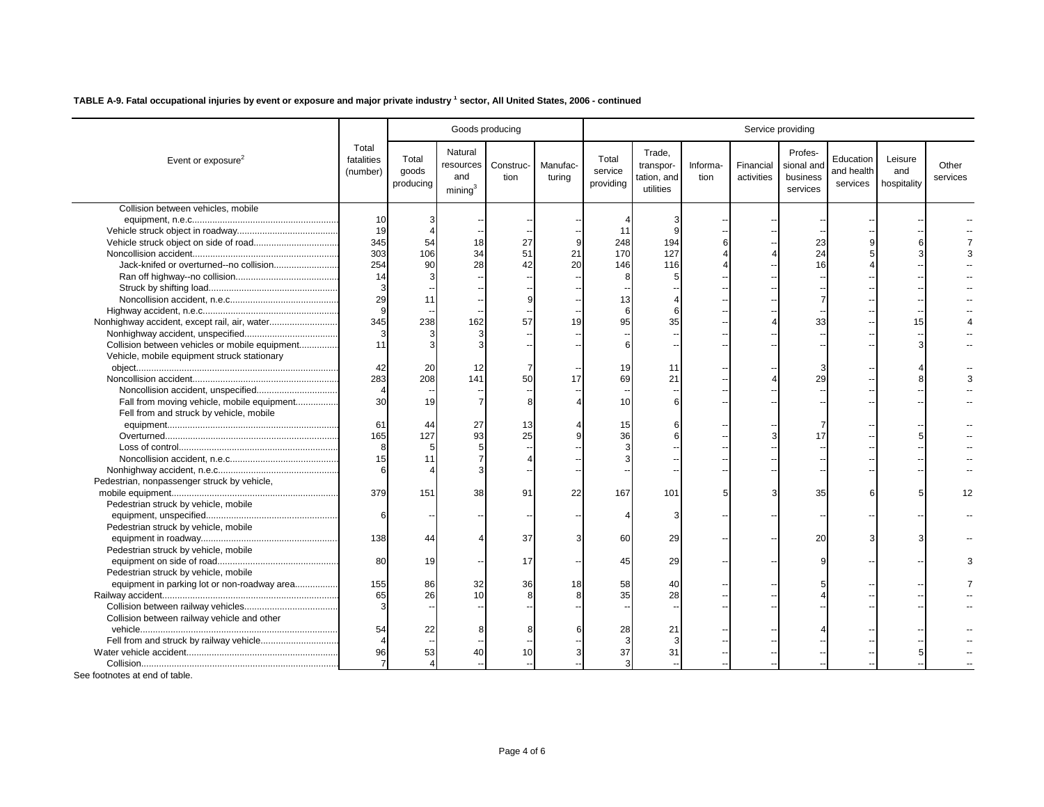**TABLE A-9. Fatal occupational injuries by event or exposure and major private industry [1] sector, All United States, 2006 - continued**

| Event or exposure[2] | Total fatalities (number) | Goods producing | | | | Service providing | | | | | | | |
|---|---|---|---|---|---|---|---|---|---|---|---|---|---|
| | | Total goods producing | Natural resources and mining[3] | Construc-tion | Manufac-turing | Total service providing | Trade, transpor-tation, and utilities | Informa-tion | Financial activities | Profes-sional and business services | Education and health services | Leisure and hospitality | Other services |
| Collision between vehicles, mobile equipment, n.e.c. | 10 | 3 | -- | -- | -- | 4 | 3 | -- | -- | -- | -- | -- | -- |
| Vehicle struck object in roadway | 19 | 4 | -- | -- | -- | 11 | 9 | -- | -- | -- | -- | -- | -- |
| Vehicle struck object on side of road | 345 | 54 | 18 | 27 | 9 | 248 | 194 | 6 | -- | 23 | 9 | 6 | 7 |
| Noncollision accident | 303 | 106 | 34 | 51 | 21 | 170 | 127 | 4 | 4 | 24 | 5 | 3 | 3 |
| Jack-knifed or overturned--no collision | 254 | 90 | 28 | 42 | 20 | 146 | 116 | 4 | -- | 16 | 4 | -- | -- |
| Ran off highway--no collision | 14 | 3 | -- | -- | -- | 8 | 5 | -- | -- | -- | -- | -- | -- |
| Struck by shifting load | 3 | -- | -- | -- | -- | -- | -- | -- | -- | -- | -- | -- | -- |
| Noncollision accident, n.e.c. | 29 | 11 | -- | 9 | -- | 13 | 4 | -- | -- | 7 | -- | -- | -- |
| Highway accident, n.e.c. | 9 | -- | -- | -- | -- | 6 | 6 | -- | -- | -- | -- | -- | -- |
| Nonhighway accident, except rail, air, water | 345 | 238 | 162 | 57 | 19 | 95 | 35 | -- | 4 | 33 | -- | 15 | 4 |
| Nonhighway accident, unspecified | 3 | 3 | 3 | -- | -- | -- | -- | -- | -- | -- | -- | -- | -- |
| Collision between vehicles or mobile equipment | 11 | 3 | 3 | -- | -- | 6 | -- | -- | -- | -- | -- | 3 | -- |
| Vehicle, mobile equipment struck stationary object | 42 | 20 | 12 | 7 | -- | 19 | 11 | -- | -- | 3 | -- | 4 | -- |
| Noncollision accident | 283 | 208 | 141 | 50 | 17 | 69 | 21 | -- | 4 | 29 | -- | 8 | 3 |
| Noncollision accident, unspecified | 4 | -- | -- | -- | -- | -- | -- | -- | -- | -- | -- | -- | -- |
| Fall from moving vehicle, mobile equipment | 30 | 19 | 7 | 8 | 4 | 10 | 6 | -- | -- | -- | -- | -- | -- |
| Fell from and struck by vehicle, mobile equipment | 61 | 44 | 27 | 13 | 4 | 15 | 6 | -- | -- | 7 | -- | -- | -- |
| Overturned | 165 | 127 | 93 | 25 | 9 | 36 | 6 | -- | 3 | 17 | -- | 5 | -- |
| Loss of control | 8 | 5 | 5 | -- | -- | 3 | -- | -- | -- | -- | -- | -- | -- |
| Noncollision accident, n.e.c. | 15 | 11 | 7 | 4 | -- | 3 | -- | -- | -- | -- | -- | -- | -- |
| Nonhighway accident, n.e.c. | 6 | 4 | 3 | -- | -- | -- | -- | -- | -- | -- | -- | -- | -- |
| Pedestrian, nonpassenger struck by vehicle, mobile equipment | 379 | 151 | 38 | 91 | 22 | 167 | 101 | 5 | 3 | 35 | 6 | 5 | 12 |
| Pedestrian struck by vehicle, mobile equipment, unspecified | 6 | -- | -- | -- | -- | 4 | 3 | -- | -- | -- | -- | -- | -- |
| Pedestrian struck by vehicle, mobile equipment in roadway | 138 | 44 | 4 | 37 | 3 | 60 | 29 | -- | -- | 20 | 3 | 3 | -- |
| Pedestrian struck by vehicle, mobile equipment on side of road | 80 | 19 | -- | 17 | -- | 45 | 29 | -- | -- | 9 | -- | -- | 3 |
| Pedestrian struck by vehicle, mobile equipment in parking lot or non-roadway area | 155 | 86 | 32 | 36 | 18 | 58 | 40 | -- | -- | 5 | -- | -- | 7 |
| Railway accident | 65 | 26 | 10 | 8 | 8 | 35 | 28 | -- | -- | 4 | -- | -- | -- |
| Collision between railway vehicles | 3 | -- | -- | -- | -- | -- | -- | -- | -- | -- | -- | -- | -- |
| Collision between railway vehicle and other vehicle | 54 | 22 | 8 | 8 | 6 | 28 | 21 | -- | -- | 4 | -- | -- | -- |
| Fell from and struck by railway vehicle | 4 | -- | -- | -- | -- | 3 | 3 | -- | -- | -- | -- | -- | -- |
| Water vehicle accident | 96 | 53 | 40 | 10 | 3 | 37 | 31 | -- | -- | -- | -- | 5 | -- |
| Collision | 7 | 4 | -- | -- | -- | 3 | -- | -- | -- | -- | -- | -- | -- |

See footnotes at end of table.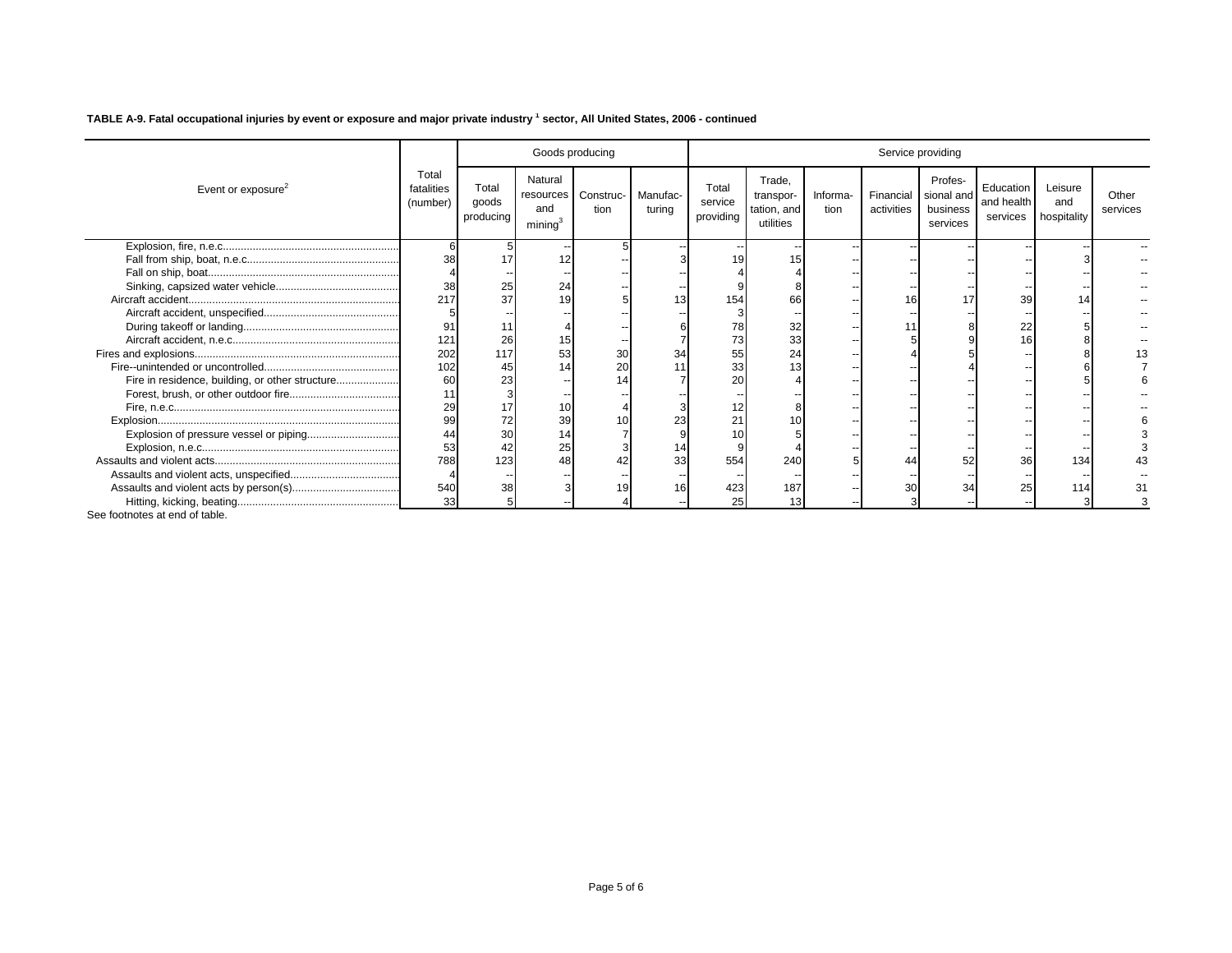**TABLE A-9. Fatal occupational injuries by event or exposure and major private industry [1] sector, All United States, 2006 - continued**

| Event or exposure[2] | Total fatalities (number) | Goods producing | | | | Service providing | | | | | | | |
|---|---|---|---|---|---|---|---|---|---|---|---|---|---|
| | | Total goods producing | Natural resources and mining[3] | Construction | Manufacturing | Total service providing | Trade, transportation, and utilities | Information | Financial activities | Professional and business services | Education and health services | Leisure and hospitality | Other services |
| Explosion, fire, n.e.c. | 6 | 5 | -- | 5 | -- | -- | -- | -- | -- | -- | -- | -- | -- |
| Fall from ship, boat, n.e.c. | 38 | 17 | 12 | -- | 3 | 19 | 15 | -- | -- | -- | -- | 3 | -- |
| Fall on ship, boat | 4 | -- | -- | -- | -- | 4 | 4 | -- | -- | -- | -- | -- | -- |
| Sinking, capsized water vehicle | 38 | 25 | 24 | -- | -- | 9 | 8 | -- | -- | -- | -- | -- | -- |
| Aircraft accident | 217 | 37 | 19 | 5 | 13 | 154 | 66 | -- | 16 | 17 | 39 | 14 | -- |
| Aircraft accident, unspecified | 5 | -- | -- | -- | -- | 3 | -- | -- | -- | -- | -- | -- | -- |
| During takeoff or landing | 91 | 11 | 4 | -- | 6 | 78 | 32 | -- | 11 | 8 | 22 | 5 | -- |
| Aircraft accident, n.e.c. | 121 | 26 | 15 | -- | 7 | 73 | 33 | -- | 5 | 9 | 16 | 8 | -- |
| Fires and explosions | 202 | 117 | 53 | 30 | 34 | 55 | 24 | -- | 4 | 5 | -- | 8 | 13 |
| Fire--unintended or uncontrolled | 102 | 45 | 14 | 20 | 11 | 33 | 13 | -- | -- | 4 | -- | 6 | 7 |
| Fire in residence, building, or other structure | 60 | 23 | -- | 14 | 7 | 20 | 4 | -- | -- | -- | -- | 5 | 6 |
| Forest, brush, or other outdoor fire | 11 | 3 | -- | -- | -- | -- | -- | -- | -- | -- | -- | -- | -- |
| Fire, n.e.c. | 29 | 17 | 10 | 4 | 3 | 12 | 8 | -- | -- | -- | -- | -- | -- |
| Explosion | 99 | 72 | 39 | 10 | 23 | 21 | 10 | -- | -- | -- | -- | -- | 6 |
| Explosion of pressure vessel or piping | 44 | 30 | 14 | 7 | 9 | 10 | 5 | -- | -- | -- | -- | -- | 3 |
| Explosion, n.e.c. | 53 | 42 | 25 | 3 | 14 | 9 | 4 | -- | -- | -- | -- | -- | 3 |
| Assaults and violent acts | 788 | 123 | 48 | 42 | 33 | 554 | 240 | 5 | 44 | 52 | 36 | 134 | 43 |
| Assaults and violent acts, unspecified | 4 | -- | -- | -- | -- | -- | -- | -- | -- | -- | -- | -- | -- |
| Assaults and violent acts by person(s) | 540 | 38 | 3 | 19 | 16 | 423 | 187 | -- | 30 | 34 | 25 | 114 | 31 |
| Hitting, kicking, beating | 33 | 5 | -- | 4 | -- | 25 | 13 | -- | 3 | -- | -- | 3 | 3 |

See footnotes at end of table.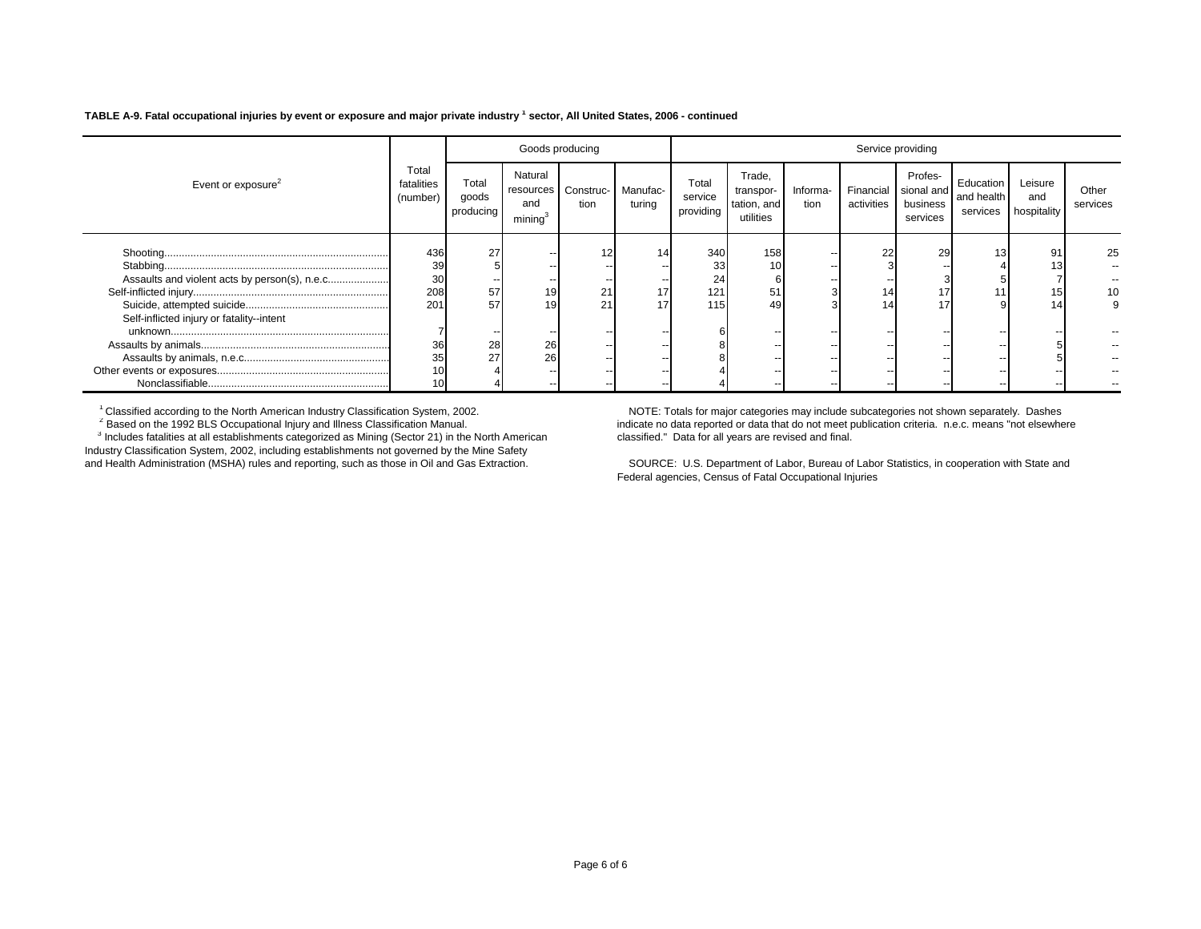**TABLE A-9. Fatal occupational injuries by event or exposure and major private industry [1] sector, All United States, 2006 - continued**

| Event or exposure[2] | Total fatalities (number) | Goods producing: Total goods producing | Goods producing: Natural resources and mining[3] | Goods producing: Construction | Goods producing: Manufacturing | Service providing: Total service providing | Service providing: Trade, transportation, and utilities | Service providing: Information | Service providing: Financial activities | Service providing: Professional and business services | Service providing: Education and health services | Service providing: Leisure and hospitality | Service providing: Other services |
|---|---|---|---|---|---|---|---|---|---|---|---|---|---|
| Shooting | 436 | 27 | -- | 12 | 14 | 340 | 158 | -- | 22 | 29 | 13 | 91 | 25 |
| Stabbing | 39 | 5 | -- | -- | -- | 33 | 10 | -- | 3 | -- | 4 | 13 | -- |
| Assaults and violent acts by person(s), n.e.c. | 30 | -- | -- | -- | -- | 24 | 6 | -- | -- | 3 | 5 | 7 | -- |
| Self-inflicted injury | 208 | 57 | 19 | 21 | 17 | 121 | 51 | 3 | 14 | 17 | 11 | 15 | 10 |
| Suicide, attempted suicide | 201 | 57 | 19 | 21 | 17 | 115 | 49 | 3 | 14 | 17 | 9 | 14 | 9 |
| Self-inflicted injury or fatality--intent unknown | 7 | -- | -- | -- | -- | 6 | -- | -- | -- | -- | -- | -- | -- |
| Assaults by animals | 36 | 28 | 26 | -- | -- | 8 | -- | -- | -- | -- | -- | 5 | -- |
| Assaults by animals, n.e.c. | 35 | 27 | 26 | -- | -- | 8 | -- | -- | -- | -- | -- | 5 | -- |
| Other events or exposures | 10 | 4 | -- | -- | -- | 4 | -- | -- | -- | -- | -- | -- | -- |
| Nonclassifiable | 10 | 4 | -- | -- | -- | 4 | -- | -- | -- | -- | -- | -- | -- |

[1] Classified according to the North American Industry Classification System, 2002.

[2] Based on the 1992 BLS Occupational Injury and Illness Classification Manual.

[3] Includes fatalities at all establishments categorized as Mining (Sector 21) in the North American Industry Classification System, 2002, including establishments not governed by the Mine Safety and Health Administration (MSHA) rules and reporting, such as those in Oil and Gas Extraction.

NOTE: Totals for major categories may include subcategories not shown separately. Dashes indicate no data reported or data that do not meet publication criteria. n.e.c. means "not elsewhere classified." Data for all years are revised and final.

SOURCE: U.S. Department of Labor, Bureau of Labor Statistics, in cooperation with State and Federal agencies, Census of Fatal Occupational Injuries